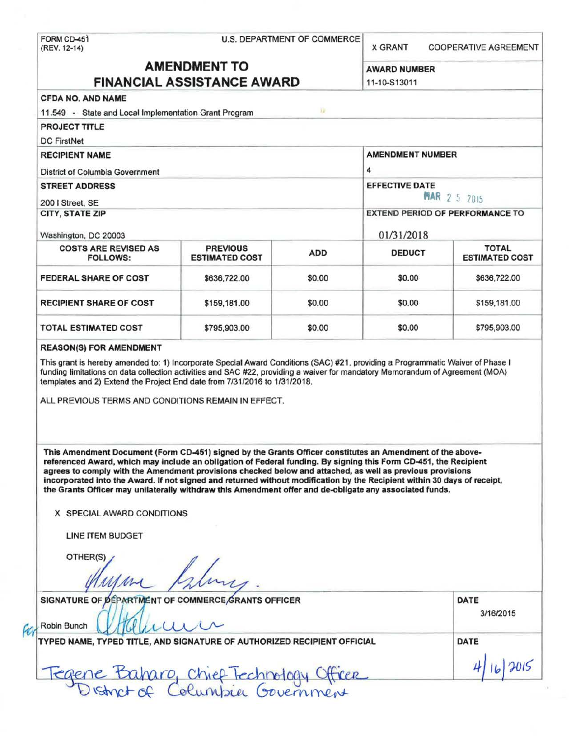FORM CD-451
(REV. 12-14)

U.S. DEPARTMENT OF COMMERCE

X GRANT COOPERATIVE AGREEMENT

# AMENDMENT TO FINANCIAL ASSISTANCE AWARD

**AWARD NUMBER**
11-10-S13011

**CFDA NO. AND NAME**
11.549 - State and Local Implementation Grant Program

**PROJECT TITLE**
DC FirstNet

**RECIPIENT NAME**
District of Columbia Government

**AMENDMENT NUMBER**
4

**STREET ADDRESS**
200 I Street, SE

**EFFECTIVE DATE**
MAR 2 5 2015

**CITY, STATE ZIP**
Washington, DC 20003

**EXTEND PERIOD OF PERFORMANCE TO**
01/31/2018

| COSTS ARE REVISED AS FOLLOWS: | PREVIOUS ESTIMATED COST | ADD | DEDUCT | TOTAL ESTIMATED COST |
|---|---|---|---|---|
| FEDERAL SHARE OF COST | $636,722.00 | $0.00 | $0.00 | $636,722.00 |
| RECIPIENT SHARE OF COST | $159,181.00 | $0.00 | $0.00 | $159,181.00 |
| TOTAL ESTIMATED COST | $795,903.00 | $0.00 | $0.00 | $795,903.00 |

**REASON(S) FOR AMENDMENT**

This grant is hereby amended to: 1) Incorporate Special Award Conditions (SAC) #21, providing a Programmatic Waiver of Phase I funding limitations on data collection activities and SAC #22, providing a waiver for mandatory Memorandum of Agreement (MOA) templates and 2) Extend the Project End date from 7/31/2016 to 1/31/2018.

ALL PREVIOUS TERMS AND CONDITIONS REMAIN IN EFFECT.

**This Amendment Document (Form CD-451) signed by the Grants Officer constitutes an Amendment of the above-referenced Award, which may include an obligation of Federal funding. By signing this Form CD-451, the Recipient agrees to comply with the Amendment provisions checked below and attached, as well as previous provisions incorporated into the Award. If not signed and returned without modification by the Recipient within 30 days of receipt, the Grants Officer may unilaterally withdraw this Amendment offer and de-obligate any associated funds.**

X SPECIAL AWARD CONDITIONS

LINE ITEM BUDGET

OTHER(S)

SIGNATURE OF DEPARTMENT OF COMMERCE GRANTS OFFICER
For Robin Bunch

DATE
3/16/2015

TYPED NAME, TYPED TITLE, AND SIGNATURE OF AUTHORIZED RECIPIENT OFFICIAL

Tegene Baharo, Chief Technology Officer
District of Columbia Government

DATE
4/16/2015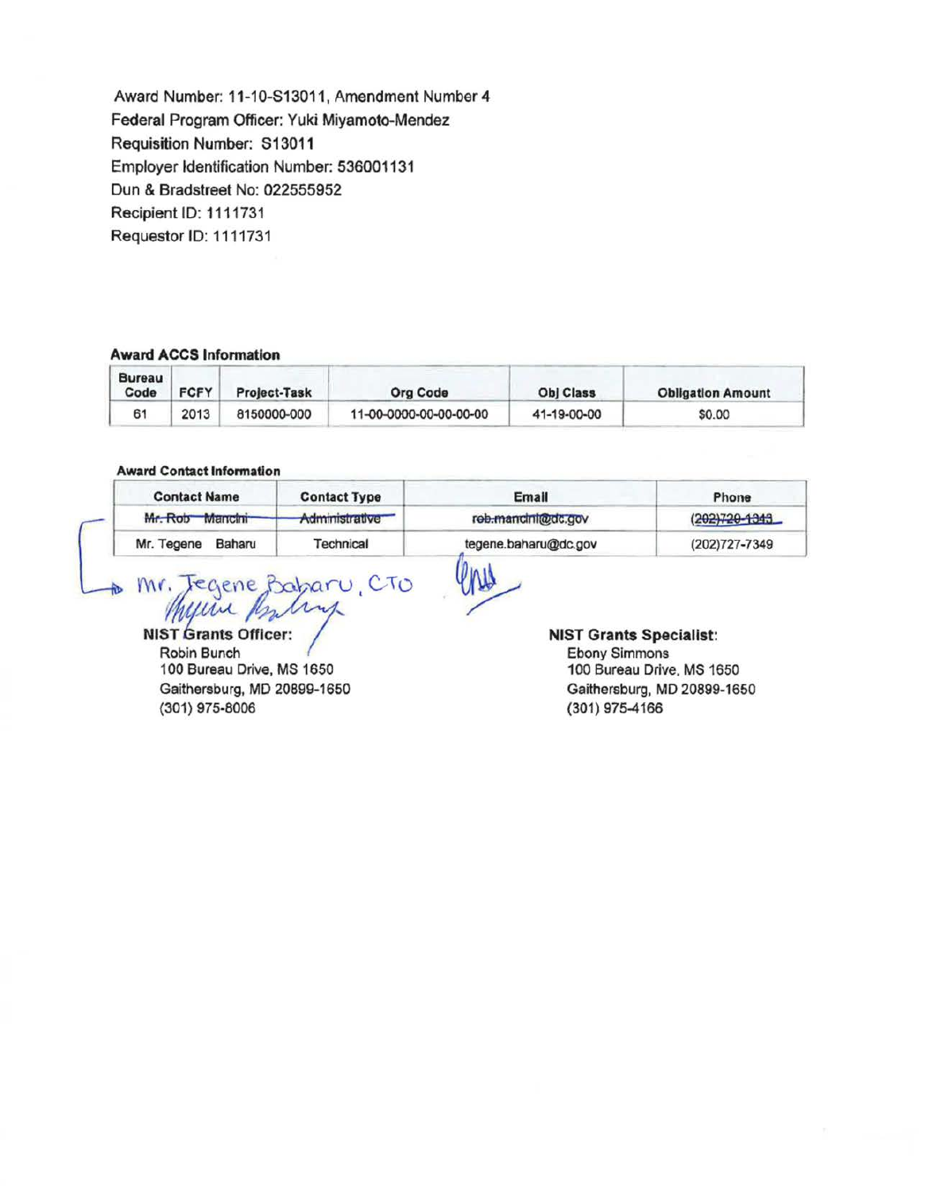Award Number: 11-10-S13011, Amendment Number 4
Federal Program Officer: Yuki Miyamoto-Mendez
Requisition Number: S13011
Employer Identification Number: 536001131
Dun & Bradstreet No: 022555952
Recipient ID: 1111731
Requestor ID: 1111731

**Award ACCS Information**

| Bureau Code | FCFY | Project-Task | Org Code | Obj Class | Obligation Amount |
|---|---|---|---|---|---|
| 61 | 2013 | 8150000-000 | 11-00-0000-00-00-00-00 | 41-19-00-00 | $0.00 |

**Award Contact Information**

| Contact Name | Contact Type | Email | Phone |
|---|---|---|---|
| ~~Mr. Rob Mancini~~ | ~~Administrative~~ | ~~rob.mancini@dc.gov~~ | ~~(202)720-1343~~ |
| Mr. Tegene Baharu | Technical | tegene.baharu@dc.gov | (202)727-7349 |

→ Mr. Tegene Baharu, CTO

**NIST Grants Officer:**
Robin Bunch
100 Bureau Drive, MS 1650
Gaithersburg, MD 20899-1650
(301) 975-8006

**NIST Grants Specialist:**
Ebony Simmons
100 Bureau Drive, MS 1650
Gaithersburg, MD 20899-1650
(301) 975-4166